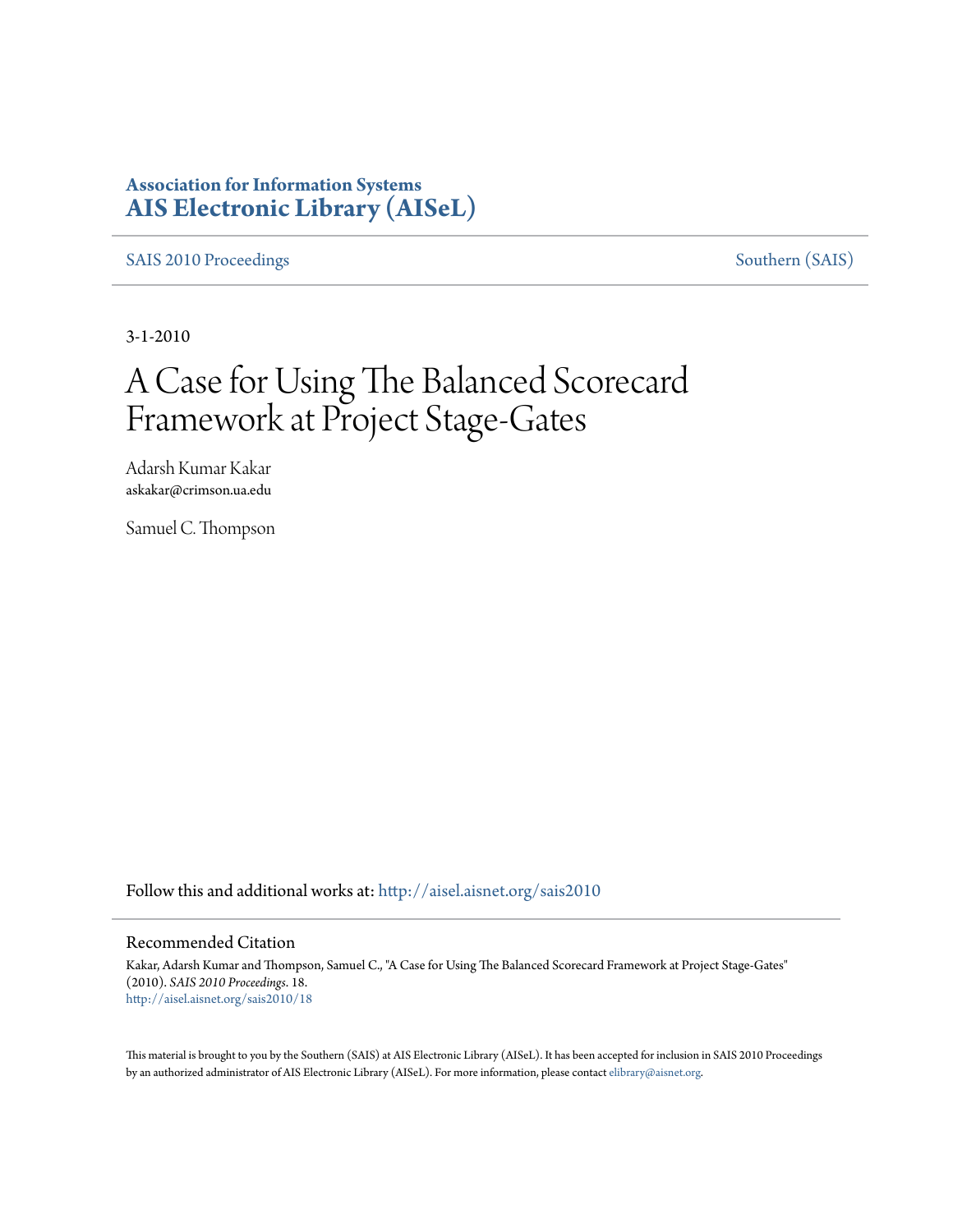**Association for Information Systems**
**AIS Electronic Library (AISeL)**

SAIS 2010 Proceedings | Southern (SAIS)

3-1-2010

# A Case for Using The Balanced Scorecard Framework at Project Stage-Gates

Adarsh Kumar Kakar
askakar@crimson.ua.edu

Samuel C. Thompson

Follow this and additional works at: http://aisel.aisnet.org/sais2010

## Recommended Citation

Kakar, Adarsh Kumar and Thompson, Samuel C., "A Case for Using The Balanced Scorecard Framework at Project Stage-Gates" (2010). *SAIS 2010 Proceedings*. 18.
http://aisel.aisnet.org/sais2010/18

This material is brought to you by the Southern (SAIS) at AIS Electronic Library (AISeL). It has been accepted for inclusion in SAIS 2010 Proceedings by an authorized administrator of AIS Electronic Library (AISeL). For more information, please contact elibrary@aisnet.org.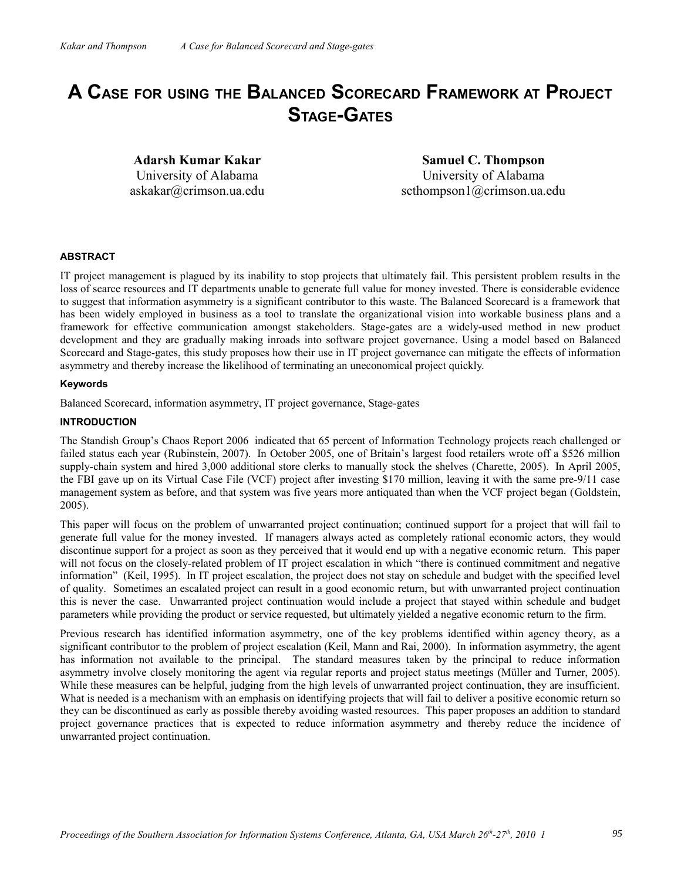# A Case for using the Balanced Scorecard Framework at Project Stage-Gates

**Adarsh Kumar Kakar**
University of Alabama
askakar@crimson.ua.edu

**Samuel C. Thompson**
University of Alabama
scthompson1@crimson.ua.edu

### ABSTRACT

IT project management is plagued by its inability to stop projects that ultimately fail. This persistent problem results in the loss of scarce resources and IT departments unable to generate full value for money invested. There is considerable evidence to suggest that information asymmetry is a significant contributor to this waste. The Balanced Scorecard is a framework that has been widely employed in business as a tool to translate the organizational vision into workable business plans and a framework for effective communication amongst stakeholders. Stage-gates are a widely-used method in new product development and they are gradually making inroads into software project governance. Using a model based on Balanced Scorecard and Stage-gates, this study proposes how their use in IT project governance can mitigate the effects of information asymmetry and thereby increase the likelihood of terminating an uneconomical project quickly.

### Keywords

Balanced Scorecard, information asymmetry, IT project governance, Stage-gates

### INTRODUCTION

The Standish Group's Chaos Report 2006 indicated that 65 percent of Information Technology projects reach challenged or failed status each year (Rubinstein, 2007). In October 2005, one of Britain's largest food retailers wrote off a $526 million supply-chain system and hired 3,000 additional store clerks to manually stock the shelves (Charette, 2005). In April 2005, the FBI gave up on its Virtual Case File (VCF) project after investing $170 million, leaving it with the same pre-9/11 case management system as before, and that system was five years more antiquated than when the VCF project began (Goldstein, 2005).

This paper will focus on the problem of unwarranted project continuation; continued support for a project that will fail to generate full value for the money invested. If managers always acted as completely rational economic actors, they would discontinue support for a project as soon as they perceived that it would end up with a negative economic return. This paper will not focus on the closely-related problem of IT project escalation in which "there is continued commitment and negative information" (Keil, 1995). In IT project escalation, the project does not stay on schedule and budget with the specified level of quality. Sometimes an escalated project can result in a good economic return, but with unwarranted project continuation this is never the case. Unwarranted project continuation would include a project that stayed within schedule and budget parameters while providing the product or service requested, but ultimately yielded a negative economic return to the firm.

Previous research has identified information asymmetry, one of the key problems identified within agency theory, as a significant contributor to the problem of project escalation (Keil, Mann and Rai, 2000). In information asymmetry, the agent has information not available to the principal. The standard measures taken by the principal to reduce information asymmetry involve closely monitoring the agent via regular reports and project status meetings (Müller and Turner, 2005). While these measures can be helpful, judging from the high levels of unwarranted project continuation, they are insufficient. What is needed is a mechanism with an emphasis on identifying projects that will fail to deliver a positive economic return so they can be discontinued as early as possible thereby avoiding wasted resources. This paper proposes an addition to standard project governance practices that is expected to reduce information asymmetry and thereby reduce the incidence of unwarranted project continuation.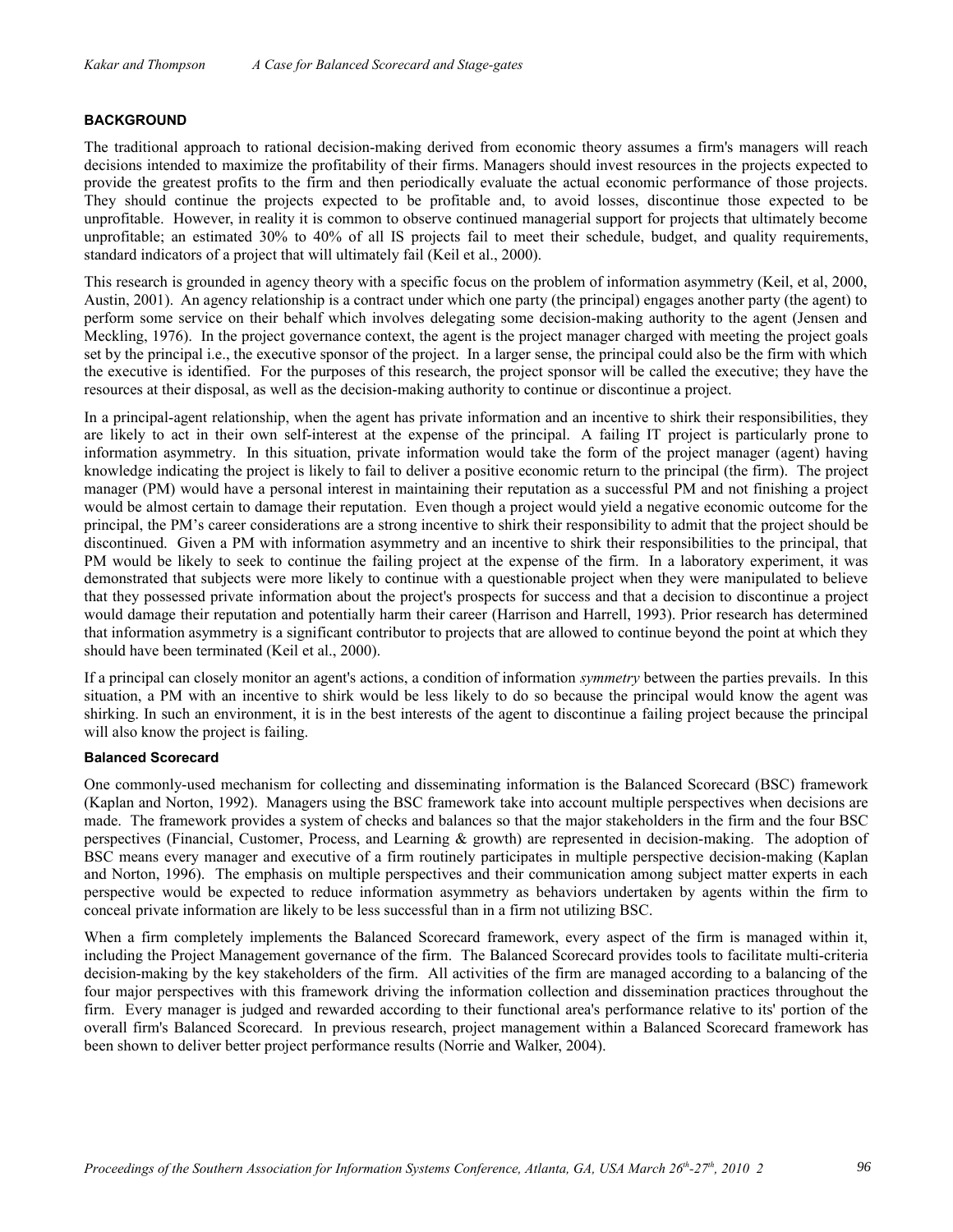## BACKGROUND

The traditional approach to rational decision-making derived from economic theory assumes a firm's managers will reach decisions intended to maximize the profitability of their firms. Managers should invest resources in the projects expected to provide the greatest profits to the firm and then periodically evaluate the actual economic performance of those projects. They should continue the projects expected to be profitable and, to avoid losses, discontinue those expected to be unprofitable. However, in reality it is common to observe continued managerial support for projects that ultimately become unprofitable; an estimated 30% to 40% of all IS projects fail to meet their schedule, budget, and quality requirements, standard indicators of a project that will ultimately fail (Keil et al., 2000).

This research is grounded in agency theory with a specific focus on the problem of information asymmetry (Keil, et al, 2000, Austin, 2001). An agency relationship is a contract under which one party (the principal) engages another party (the agent) to perform some service on their behalf which involves delegating some decision-making authority to the agent (Jensen and Meckling, 1976). In the project governance context, the agent is the project manager charged with meeting the project goals set by the principal i.e., the executive sponsor of the project. In a larger sense, the principal could also be the firm with which the executive is identified. For the purposes of this research, the project sponsor will be called the executive; they have the resources at their disposal, as well as the decision-making authority to continue or discontinue a project.

In a principal-agent relationship, when the agent has private information and an incentive to shirk their responsibilities, they are likely to act in their own self-interest at the expense of the principal. A failing IT project is particularly prone to information asymmetry. In this situation, private information would take the form of the project manager (agent) having knowledge indicating the project is likely to fail to deliver a positive economic return to the principal (the firm). The project manager (PM) would have a personal interest in maintaining their reputation as a successful PM and not finishing a project would be almost certain to damage their reputation. Even though a project would yield a negative economic outcome for the principal, the PM's career considerations are a strong incentive to shirk their responsibility to admit that the project should be discontinued. Given a PM with information asymmetry and an incentive to shirk their responsibilities to the principal, that PM would be likely to seek to continue the failing project at the expense of the firm. In a laboratory experiment, it was demonstrated that subjects were more likely to continue with a questionable project when they were manipulated to believe that they possessed private information about the project's prospects for success and that a decision to discontinue a project would damage their reputation and potentially harm their career (Harrison and Harrell, 1993). Prior research has determined that information asymmetry is a significant contributor to projects that are allowed to continue beyond the point at which they should have been terminated (Keil et al., 2000).

If a principal can closely monitor an agent's actions, a condition of information *symmetry* between the parties prevails. In this situation, a PM with an incentive to shirk would be less likely to do so because the principal would know the agent was shirking. In such an environment, it is in the best interests of the agent to discontinue a failing project because the principal will also know the project is failing.

### Balanced Scorecard

One commonly-used mechanism for collecting and disseminating information is the Balanced Scorecard (BSC) framework (Kaplan and Norton, 1992). Managers using the BSC framework take into account multiple perspectives when decisions are made. The framework provides a system of checks and balances so that the major stakeholders in the firm and the four BSC perspectives (Financial, Customer, Process, and Learning & growth) are represented in decision-making. The adoption of BSC means every manager and executive of a firm routinely participates in multiple perspective decision-making (Kaplan and Norton, 1996). The emphasis on multiple perspectives and their communication among subject matter experts in each perspective would be expected to reduce information asymmetry as behaviors undertaken by agents within the firm to conceal private information are likely to be less successful than in a firm not utilizing BSC.

When a firm completely implements the Balanced Scorecard framework, every aspect of the firm is managed within it, including the Project Management governance of the firm. The Balanced Scorecard provides tools to facilitate multi-criteria decision-making by the key stakeholders of the firm. All activities of the firm are managed according to a balancing of the four major perspectives with this framework driving the information collection and dissemination practices throughout the firm. Every manager is judged and rewarded according to their functional area's performance relative to its' portion of the overall firm's Balanced Scorecard. In previous research, project management within a Balanced Scorecard framework has been shown to deliver better project performance results (Norrie and Walker, 2004).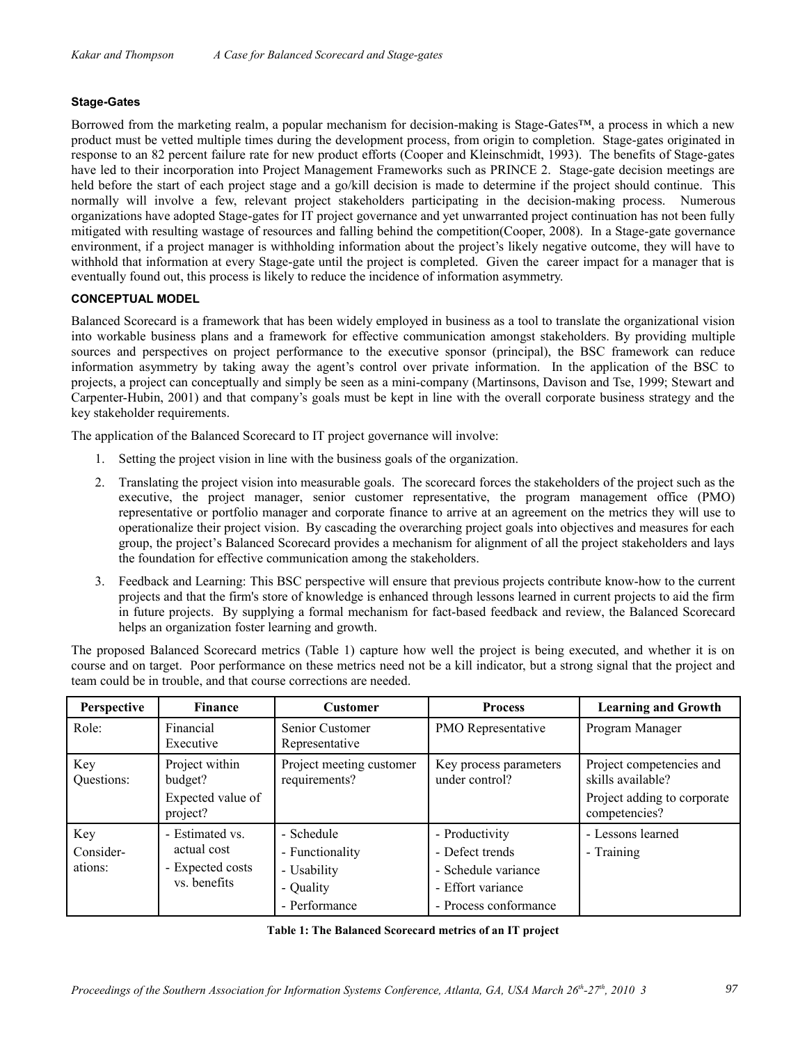### Stage-Gates

Borrowed from the marketing realm, a popular mechanism for decision-making is Stage-Gates™, a process in which a new product must be vetted multiple times during the development process, from origin to completion. Stage-gates originated in response to an 82 percent failure rate for new product efforts (Cooper and Kleinschmidt, 1993). The benefits of Stage-gates have led to their incorporation into Project Management Frameworks such as PRINCE 2. Stage-gate decision meetings are held before the start of each project stage and a go/kill decision is made to determine if the project should continue. This normally will involve a few, relevant project stakeholders participating in the decision-making process. Numerous organizations have adopted Stage-gates for IT project governance and yet unwarranted project continuation has not been fully mitigated with resulting wastage of resources and falling behind the competition(Cooper, 2008). In a Stage-gate governance environment, if a project manager is withholding information about the project's likely negative outcome, they will have to withhold that information at every Stage-gate until the project is completed. Given the career impact for a manager that is eventually found out, this process is likely to reduce the incidence of information asymmetry.

## CONCEPTUAL MODEL

Balanced Scorecard is a framework that has been widely employed in business as a tool to translate the organizational vision into workable business plans and a framework for effective communication amongst stakeholders. By providing multiple sources and perspectives on project performance to the executive sponsor (principal), the BSC framework can reduce information asymmetry by taking away the agent's control over private information. In the application of the BSC to projects, a project can conceptually and simply be seen as a mini-company (Martinsons, Davison and Tse, 1999; Stewart and Carpenter-Hubin, 2001) and that company's goals must be kept in line with the overall corporate business strategy and the key stakeholder requirements.

The application of the Balanced Scorecard to IT project governance will involve:

1. Setting the project vision in line with the business goals of the organization.
2. Translating the project vision into measurable goals. The scorecard forces the stakeholders of the project such as the executive, the project manager, senior customer representative, the program management office (PMO) representative or portfolio manager and corporate finance to arrive at an agreement on the metrics they will use to operationalize their project vision. By cascading the overarching project goals into objectives and measures for each group, the project's Balanced Scorecard provides a mechanism for alignment of all the project stakeholders and lays the foundation for effective communication among the stakeholders.
3. Feedback and Learning: This BSC perspective will ensure that previous projects contribute know-how to the current projects and that the firm's store of knowledge is enhanced through lessons learned in current projects to aid the firm in future projects. By supplying a formal mechanism for fact-based feedback and review, the Balanced Scorecard helps an organization foster learning and growth.

The proposed Balanced Scorecard metrics (Table 1) capture how well the project is being executed, and whether it is on course and on target. Poor performance on these metrics need not be a kill indicator, but a strong signal that the project and team could be in trouble, and that course corrections are needed.

| Perspective | Finance | Customer | Process | Learning and Growth |
|---|---|---|---|---|
| Role: | Financial Executive | Senior Customer Representative | PMO Representative | Program Manager |
| Key Questions: | Project within budget?<br>Expected value of project? | Project meeting customer requirements? | Key process parameters under control? | Project competencies and skills available?<br>Project adding to corporate competencies? |
| Key Consider-ations: | - Estimated vs. actual cost<br>- Expected costs vs. benefits | - Schedule<br>- Functionality<br>- Usability<br>- Quality<br>- Performance | - Productivity<br>- Defect trends<br>- Schedule variance<br>- Effort variance<br>- Process conformance | - Lessons learned<br>- Training |

**Table 1: The Balanced Scorecard metrics of an IT project**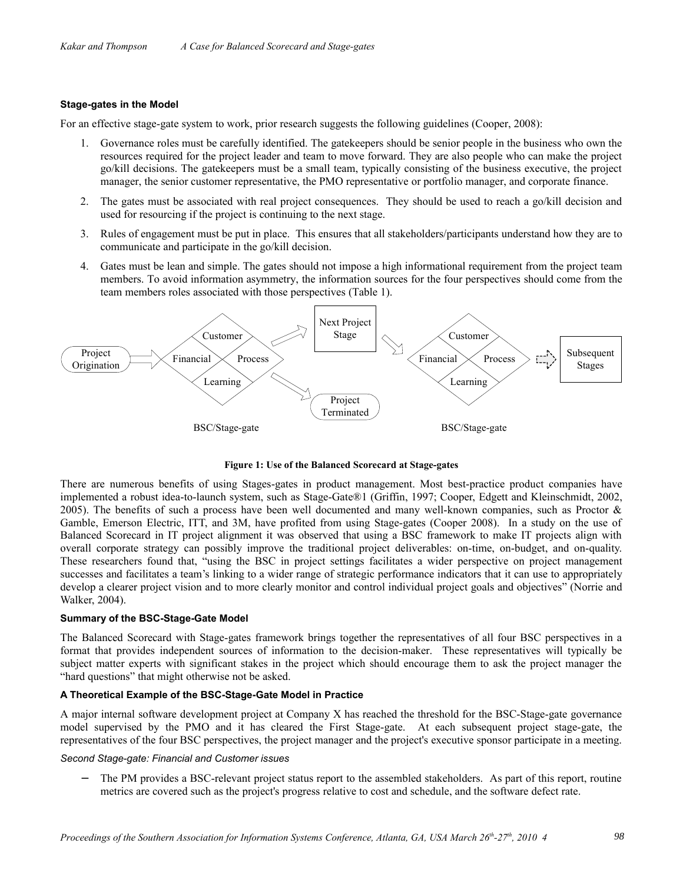**Stage-gates in the Model**

For an effective stage-gate system to work, prior research suggests the following guidelines (Cooper, 2008):

1. Governance roles must be carefully identified. The gatekeepers should be senior people in the business who own the resources required for the project leader and team to move forward. They are also people who can make the project go/kill decisions. The gatekeepers must be a small team, typically consisting of the business executive, the project manager, the senior customer representative, the PMO representative or portfolio manager, and corporate finance.
2. The gates must be associated with real project consequences. They should be used to reach a go/kill decision and used for resourcing if the project is continuing to the next stage.
3. Rules of engagement must be put in place. This ensures that all stakeholders/participants understand how they are to communicate and participate in the go/kill decision.
4. Gates must be lean and simple. The gates should not impose a high informational requirement from the project team members. To avoid information asymmetry, the information sources for the four perspectives should come from the team members roles associated with those perspectives (Table 1).

Project Origination → [Customer / Financial / Process / Learning] BSC/Stage-gate → Next Project Stage / Project Terminated; Next Project Stage → [Customer / Financial / Process / Learning] BSC/Stage-gate → Subsequent Stages

**Figure 1: Use of the Balanced Scorecard at Stage-gates**

There are numerous benefits of using Stages-gates in product management. Most best-practice product companies have implemented a robust idea-to-launch system, such as Stage-Gate®1 (Griffin, 1997; Cooper, Edgett and Kleinschmidt, 2002, 2005). The benefits of such a process have been well documented and many well-known companies, such as Proctor & Gamble, Emerson Electric, ITT, and 3M, have profited from using Stage-gates (Cooper 2008). In a study on the use of Balanced Scorecard in IT project alignment it was observed that using a BSC framework to make IT projects align with overall corporate strategy can possibly improve the traditional project deliverables: on-time, on-budget, and on-quality. These researchers found that, "using the BSC in project settings facilitates a wider perspective on project management successes and facilitates a team's linking to a wider range of strategic performance indicators that it can use to appropriately develop a clearer project vision and to more clearly monitor and control individual project goals and objectives" (Norrie and Walker, 2004).

**Summary of the BSC-Stage-Gate Model**

The Balanced Scorecard with Stage-gates framework brings together the representatives of all four BSC perspectives in a format that provides independent sources of information to the decision-maker. These representatives will typically be subject matter experts with significant stakes in the project which should encourage them to ask the project manager the "hard questions" that might otherwise not be asked.

**A Theoretical Example of the BSC-Stage-Gate Model in Practice**

A major internal software development project at Company X has reached the threshold for the BSC-Stage-gate governance model supervised by the PMO and it has cleared the First Stage-gate. At each subsequent project stage-gate, the representatives of the four BSC perspectives, the project manager and the project's executive sponsor participate in a meeting.

*Second Stage-gate: Financial and Customer issues*

- The PM provides a BSC-relevant project status report to the assembled stakeholders. As part of this report, routine metrics are covered such as the project's progress relative to cost and schedule, and the software defect rate.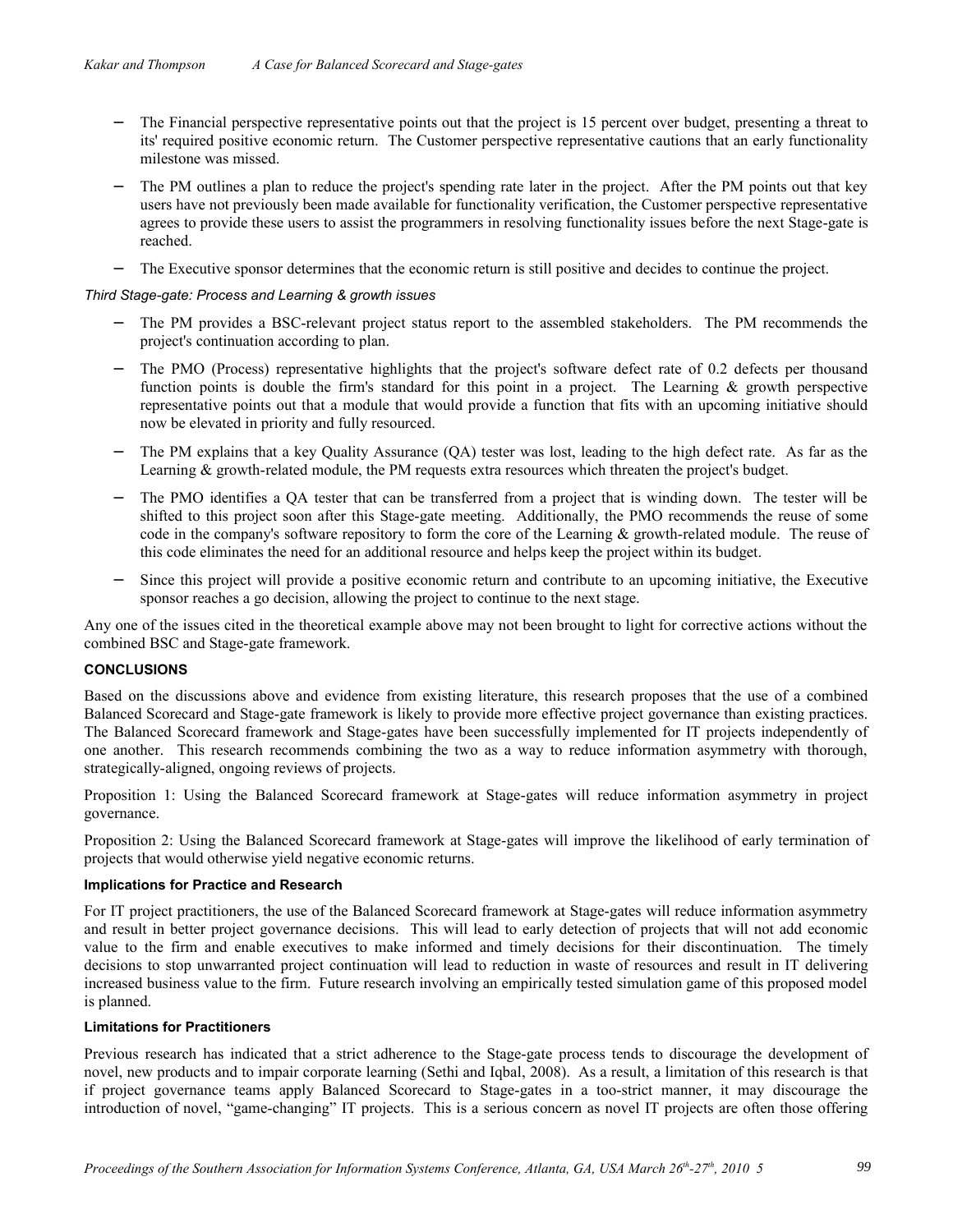- The Financial perspective representative points out that the project is 15 percent over budget, presenting a threat to its' required positive economic return. The Customer perspective representative cautions that an early functionality milestone was missed.
- The PM outlines a plan to reduce the project's spending rate later in the project. After the PM points out that key users have not previously been made available for functionality verification, the Customer perspective representative agrees to provide these users to assist the programmers in resolving functionality issues before the next Stage-gate is reached.
- The Executive sponsor determines that the economic return is still positive and decides to continue the project.

*Third Stage-gate: Process and Learning & growth issues*

- The PM provides a BSC-relevant project status report to the assembled stakeholders. The PM recommends the project's continuation according to plan.
- The PMO (Process) representative highlights that the project's software defect rate of 0.2 defects per thousand function points is double the firm's standard for this point in a project. The Learning & growth perspective representative points out that a module that would provide a function that fits with an upcoming initiative should now be elevated in priority and fully resourced.
- The PM explains that a key Quality Assurance (QA) tester was lost, leading to the high defect rate. As far as the Learning & growth-related module, the PM requests extra resources which threaten the project's budget.
- The PMO identifies a QA tester that can be transferred from a project that is winding down. The tester will be shifted to this project soon after this Stage-gate meeting. Additionally, the PMO recommends the reuse of some code in the company's software repository to form the core of the Learning & growth-related module. The reuse of this code eliminates the need for an additional resource and helps keep the project within its budget.
- Since this project will provide a positive economic return and contribute to an upcoming initiative, the Executive sponsor reaches a go decision, allowing the project to continue to the next stage.

Any one of the issues cited in the theoretical example above may not been brought to light for corrective actions without the combined BSC and Stage-gate framework.

## CONCLUSIONS

Based on the discussions above and evidence from existing literature, this research proposes that the use of a combined Balanced Scorecard and Stage-gate framework is likely to provide more effective project governance than existing practices. The Balanced Scorecard framework and Stage-gates have been successfully implemented for IT projects independently of one another. This research recommends combining the two as a way to reduce information asymmetry with thorough, strategically-aligned, ongoing reviews of projects.

Proposition 1: Using the Balanced Scorecard framework at Stage-gates will reduce information asymmetry in project governance.

Proposition 2: Using the Balanced Scorecard framework at Stage-gates will improve the likelihood of early termination of projects that would otherwise yield negative economic returns.

### Implications for Practice and Research

For IT project practitioners, the use of the Balanced Scorecard framework at Stage-gates will reduce information asymmetry and result in better project governance decisions. This will lead to early detection of projects that will not add economic value to the firm and enable executives to make informed and timely decisions for their discontinuation. The timely decisions to stop unwarranted project continuation will lead to reduction in waste of resources and result in IT delivering increased business value to the firm. Future research involving an empirically tested simulation game of this proposed model is planned.

### Limitations for Practitioners

Previous research has indicated that a strict adherence to the Stage-gate process tends to discourage the development of novel, new products and to impair corporate learning (Sethi and Iqbal, 2008). As a result, a limitation of this research is that if project governance teams apply Balanced Scorecard to Stage-gates in a too-strict manner, it may discourage the introduction of novel, "game-changing" IT projects. This is a serious concern as novel IT projects are often those offering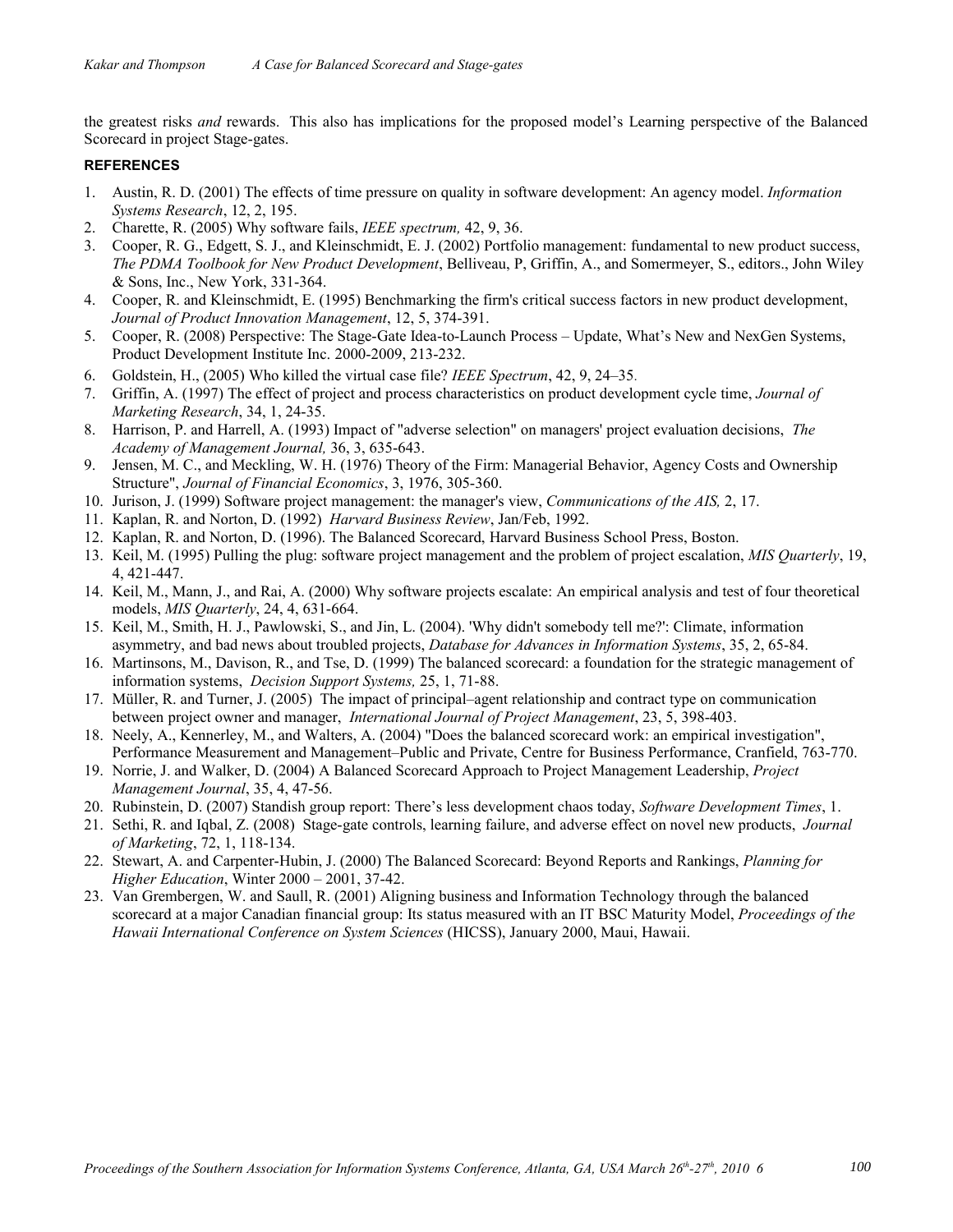the greatest risks *and* rewards. This also has implications for the proposed model's Learning perspective of the Balanced Scorecard in project Stage-gates.

## REFERENCES

1. Austin, R. D. (2001) The effects of time pressure on quality in software development: An agency model. *Information Systems Research*, 12, 2, 195.
2. Charette, R. (2005) Why software fails, *IEEE spectrum,* 42, 9, 36.
3. Cooper, R. G., Edgett, S. J., and Kleinschmidt, E. J. (2002) Portfolio management: fundamental to new product success, *The PDMA Toolbook for New Product Development*, Belliveau, P, Griffin, A., and Somermeyer, S., editors., John Wiley & Sons, Inc., New York, 331-364.
4. Cooper, R. and Kleinschmidt, E. (1995) Benchmarking the firm's critical success factors in new product development, *Journal of Product Innovation Management*, 12, 5, 374-391.
5. Cooper, R. (2008) Perspective: The Stage-Gate Idea-to-Launch Process – Update, What's New and NexGen Systems, Product Development Institute Inc. 2000-2009, 213-232.
6. Goldstein, H., (2005) Who killed the virtual case file? *IEEE Spectrum*, 42, 9, 24–35.
7. Griffin, A. (1997) The effect of project and process characteristics on product development cycle time, *Journal of Marketing Research*, 34, 1, 24-35.
8. Harrison, P. and Harrell, A. (1993) Impact of "adverse selection" on managers' project evaluation decisions, *The Academy of Management Journal,* 36, 3, 635-643.
9. Jensen, M. C., and Meckling, W. H. (1976) Theory of the Firm: Managerial Behavior, Agency Costs and Ownership Structure", *Journal of Financial Economics*, 3, 1976, 305-360.
10. Jurison, J. (1999) Software project management: the manager's view, *Communications of the AIS,* 2, 17.
11. Kaplan, R. and Norton, D. (1992) *Harvard Business Review*, Jan/Feb, 1992.
12. Kaplan, R. and Norton, D. (1996). The Balanced Scorecard, Harvard Business School Press, Boston.
13. Keil, M. (1995) Pulling the plug: software project management and the problem of project escalation, *MIS Quarterly*, 19, 4, 421-447.
14. Keil, M., Mann, J., and Rai, A. (2000) Why software projects escalate: An empirical analysis and test of four theoretical models, *MIS Quarterly*, 24, 4, 631-664.
15. Keil, M., Smith, H. J., Pawlowski, S., and Jin, L. (2004). 'Why didn't somebody tell me?': Climate, information asymmetry, and bad news about troubled projects, *Database for Advances in Information Systems*, 35, 2, 65-84.
16. Martinsons, M., Davison, R., and Tse, D. (1999) The balanced scorecard: a foundation for the strategic management of information systems, *Decision Support Systems,* 25, 1, 71-88.
17. Müller, R. and Turner, J. (2005) The impact of principal–agent relationship and contract type on communication between project owner and manager, *International Journal of Project Management*, 23, 5, 398-403.
18. Neely, A., Kennerley, M., and Walters, A. (2004) "Does the balanced scorecard work: an empirical investigation", Performance Measurement and Management–Public and Private, Centre for Business Performance, Cranfield, 763-770.
19. Norrie, J. and Walker, D. (2004) A Balanced Scorecard Approach to Project Management Leadership, *Project Management Journal*, 35, 4, 47-56.
20. Rubinstein, D. (2007) Standish group report: There's less development chaos today, *Software Development Times*, 1.
21. Sethi, R. and Iqbal, Z. (2008) Stage-gate controls, learning failure, and adverse effect on novel new products, *Journal of Marketing*, 72, 1, 118-134.
22. Stewart, A. and Carpenter-Hubin, J. (2000) The Balanced Scorecard: Beyond Reports and Rankings, *Planning for Higher Education*, Winter 2000 – 2001, 37-42.
23. Van Grembergen, W. and Saull, R. (2001) Aligning business and Information Technology through the balanced scorecard at a major Canadian financial group: Its status measured with an IT BSC Maturity Model, *Proceedings of the Hawaii International Conference on System Sciences* (HICSS), January 2000, Maui, Hawaii.